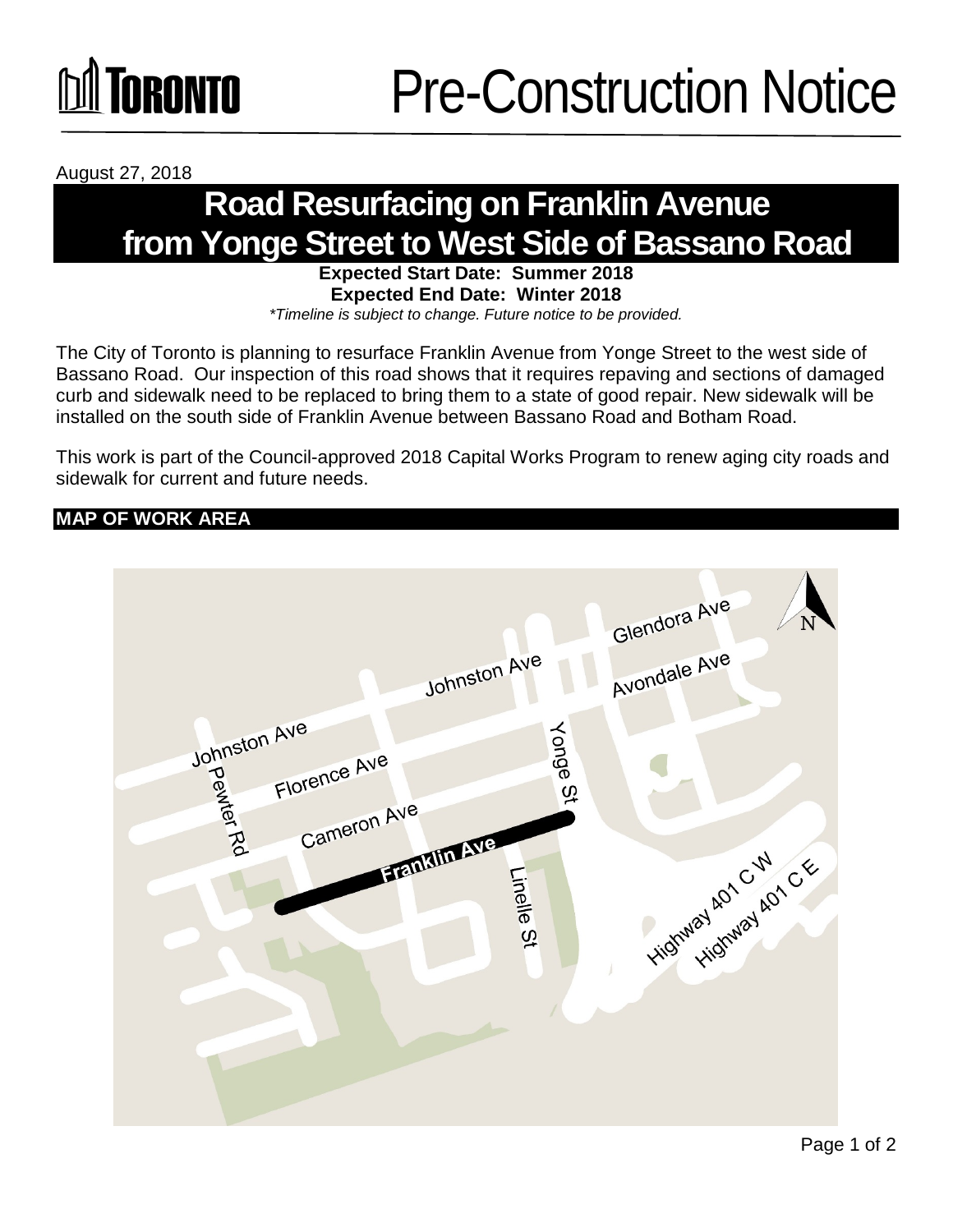# Pre-Construction Notice

August 27, 2018

## Road Resurfacing on Franklin Avenue from Yonge Street to West Side of Bassano Road

**Expected Start Date: Summer 2018**
**Expected End Date: Winter 2018**

*\*Timeline is subject to change. Future notice to be provided.*

The City of Toronto is planning to resurface Franklin Avenue from Yonge Street to the west side of Bassano Road. Our inspection of this road shows that it requires repaving and sections of damaged curb and sidewalk need to be replaced to bring them to a state of good repair. New sidewalk will be installed on the south side of Franklin Avenue between Bassano Road and Botham Road.

This work is part of the Council-approved 2018 Capital Works Program to renew aging city roads and sidewalk for current and future needs.

### MAP OF WORK AREA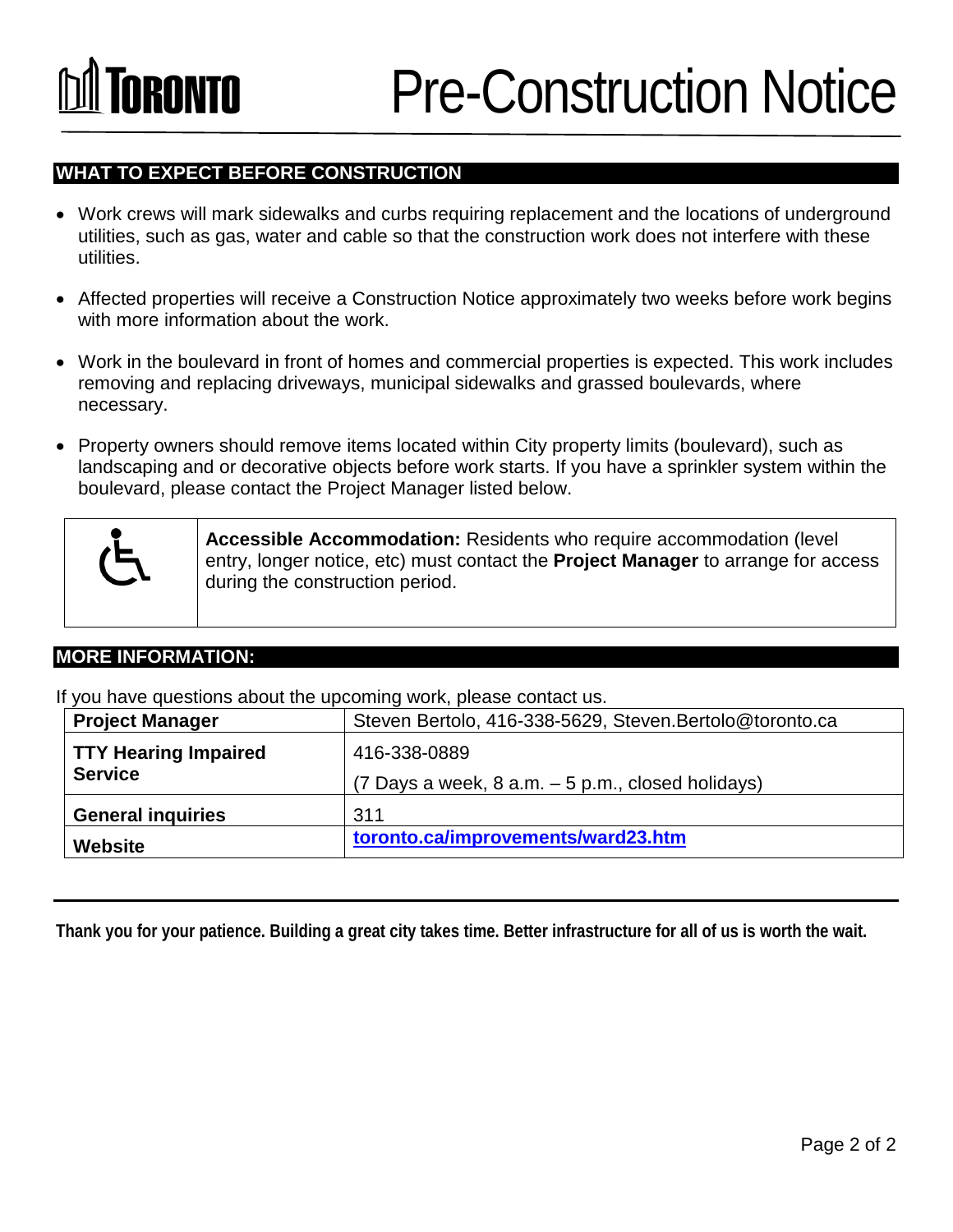# TORONTO Pre-Construction Notice

## WHAT TO EXPECT BEFORE CONSTRUCTION

- Work crews will mark sidewalks and curbs requiring replacement and the locations of underground utilities, such as gas, water and cable so that the construction work does not interfere with these utilities.
- Affected properties will receive a Construction Notice approximately two weeks before work begins with more information about the work.
- Work in the boulevard in front of homes and commercial properties is expected. This work includes removing and replacing driveways, municipal sidewalks and grassed boulevards, where necessary.
- Property owners should remove items located within City property limits (boulevard), such as landscaping and or decorative objects before work starts. If you have a sprinkler system within the boulevard, please contact the Project Manager listed below.

**Accessible Accommodation:** Residents who require accommodation (level entry, longer notice, etc) must contact the **Project Manager** to arrange for access during the construction period.

## MORE INFORMATION:

If you have questions about the upcoming work, please contact us.

| | |
|---|---|
| **Project Manager** | Steven Bertolo, 416-338-5629, Steven.Bertolo@toronto.ca |
| **TTY Hearing Impaired Service** | 416-338-0889<br>(7 Days a week, 8 a.m. – 5 p.m., closed holidays) |
| **General inquiries** | 311 |
| **Website** | **toronto.ca/improvements/ward23.htm** |

**Thank you for your patience. Building a great city takes time. Better infrastructure for all of us is worth the wait.**